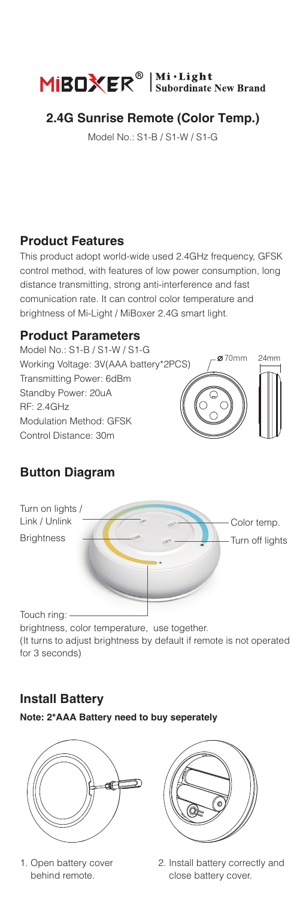MiBOXER® | Mi·Light Subordinate New Brand

## 2.4G Sunrise Remote (Color Temp.)

Model No.: S1-B / S1-W / S1-G

### Product Features

This product adopt world-wide used 2.4GHz frequency, GFSK control method, with features of low power consumption, long distance transmitting, strong anti-interference and fast comunication rate. It can control color temperature and brightness of Mi-Light / MiBoxer 2.4G smart light.

### Product Parameters

Model No.: S1-B / S1-W / S1-G
Working Voltage: 3V(AAA battery*2PCS)
Transmitting Power: 6dBm
Standby Power: 20uA
RF: 2.4GHz
Modulation Method: GFSK
Control Distance: 30m

ø70mm 24mm

### Button Diagram

Turn on lights / Link / Unlink

Brightness

Color temp.

Turn off lights

Touch ring:
brightness, color temperature, use together.
(It turns to adjust brightness by default if remote is not operated for 3 seconds)

### Install Battery

**Note: 2*AAA Battery need to buy seperately**

1. Open battery cover behind remote.
2. Install battery correctly and close battery cover.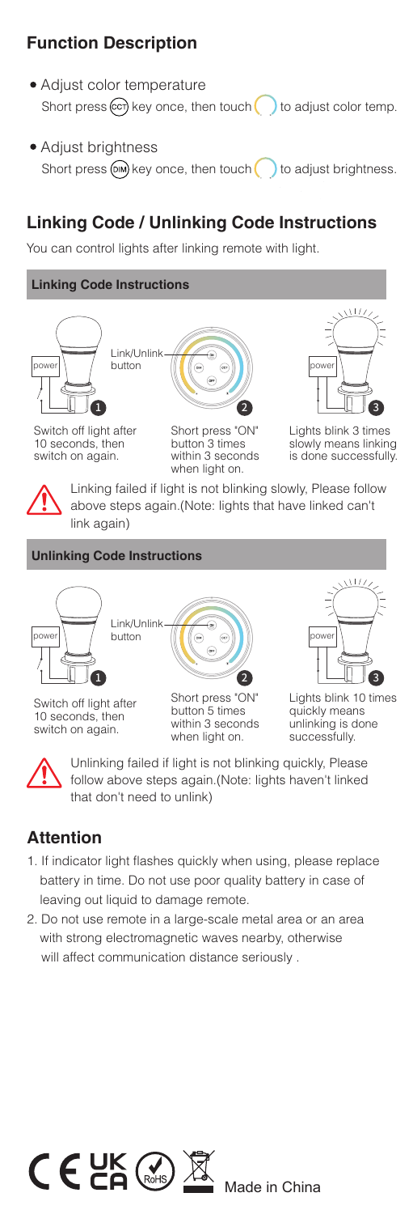## Function Description

- Adjust color temperature
  Short press (CCT) key once, then touch to adjust color temp.
- Adjust brightness
  Short press (DIM) key once, then touch to adjust brightness.

## Linking Code / Unlinking Code Instructions

You can control lights after linking remote with light.

### Linking Code Instructions

power

Link/Unlink button

1. Switch off light after 10 seconds, then switch on again.
2. Short press "ON" button 3 times within 3 seconds when light on.
3. Lights blink 3 times slowly means linking is done successfully.

Linking failed if light is not blinking slowly, Please follow above steps again.(Note: lights that have linked can't link again)

### Unlinking Code Instructions

power

Link/Unlink button

1. Switch off light after 10 seconds, then switch on again.
2. Short press "ON" button 5 times within 3 seconds when light on.
3. Lights blink 10 times quickly means unlinking is done successfully.

Unlinking failed if light is not blinking quickly, Please follow above steps again.(Note: lights haven't linked that don't need to unlink)

## Attention

1. If indicator light flashes quickly when using, please replace battery in time. Do not use poor quality battery in case of leaving out liquid to damage remote.
2. Do not use remote in a large-scale metal area or an area with strong electromagnetic waves nearby, otherwise will affect communication distance seriously .

CE UKCA RoHS

Made in China